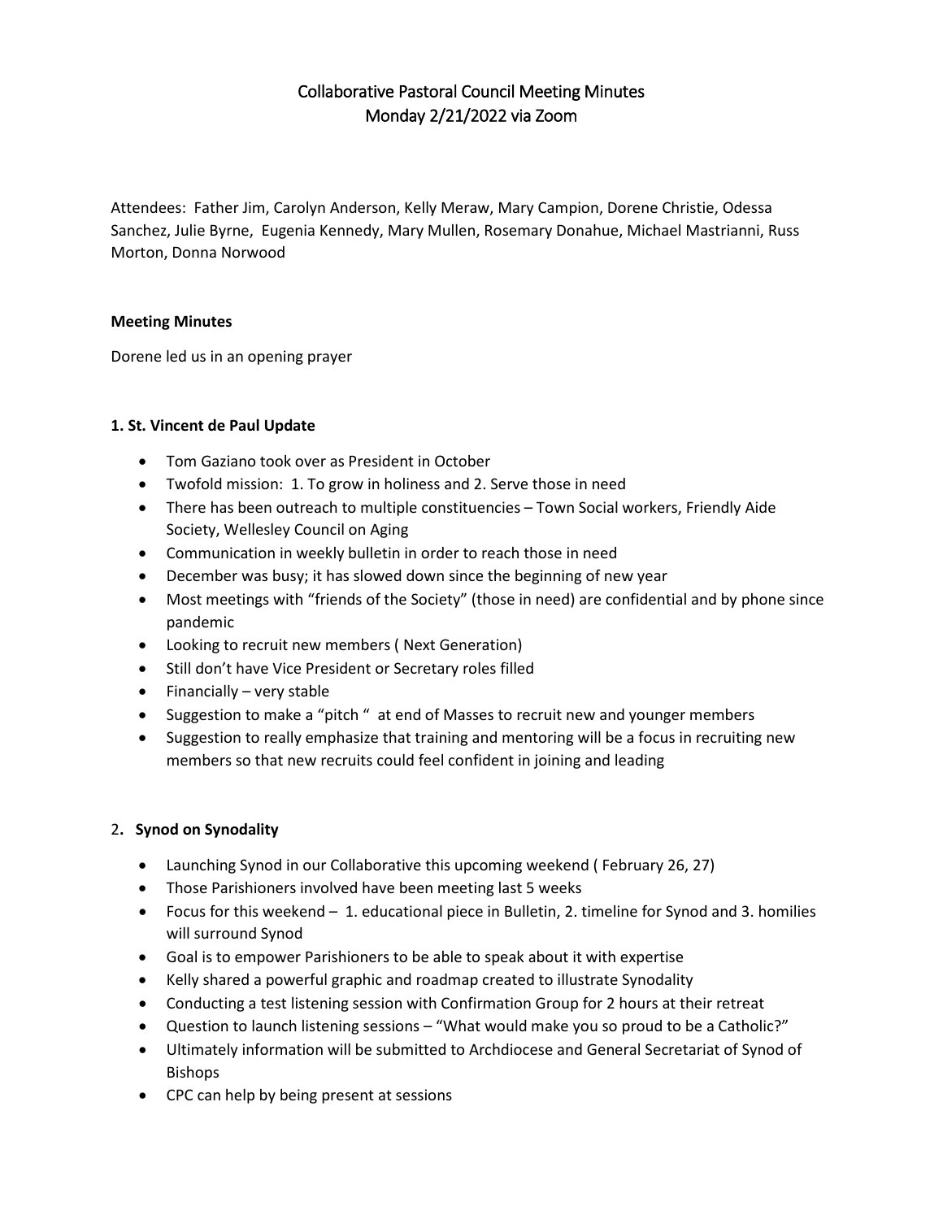# Collaborative Pastoral Council Meeting Minutes
# Monday 2/21/2022 via Zoom

Attendees: Father Jim, Carolyn Anderson, Kelly Meraw, Mary Campion, Dorene Christie, Odessa Sanchez, Julie Byrne, Eugenia Kennedy, Mary Mullen, Rosemary Donahue, Michael Mastrianni, Russ Morton, Donna Norwood

**Meeting Minutes**

Dorene led us in an opening prayer

### 1. St. Vincent de Paul Update

- Tom Gaziano took over as President in October
- Twofold mission: 1. To grow in holiness and 2. Serve those in need
- There has been outreach to multiple constituencies – Town Social workers, Friendly Aide Society, Wellesley Council on Aging
- Communication in weekly bulletin in order to reach those in need
- December was busy; it has slowed down since the beginning of new year
- Most meetings with "friends of the Society" (those in need) are confidential and by phone since pandemic
- Looking to recruit new members ( Next Generation)
- Still don't have Vice President or Secretary roles filled
- Financially – very stable
- Suggestion to make a "pitch " at end of Masses to recruit new and younger members
- Suggestion to really emphasize that training and mentoring will be a focus in recruiting new members so that new recruits could feel confident in joining and leading

### 2. Synod on Synodality

- Launching Synod in our Collaborative this upcoming weekend ( February 26, 27)
- Those Parishioners involved have been meeting last 5 weeks
- Focus for this weekend – 1. educational piece in Bulletin, 2. timeline for Synod and 3. homilies will surround Synod
- Goal is to empower Parishioners to be able to speak about it with expertise
- Kelly shared a powerful graphic and roadmap created to illustrate Synodality
- Conducting a test listening session with Confirmation Group for 2 hours at their retreat
- Question to launch listening sessions – "What would make you so proud to be a Catholic?"
- Ultimately information will be submitted to Archdiocese and General Secretariat of Synod of Bishops
- CPC can help by being present at sessions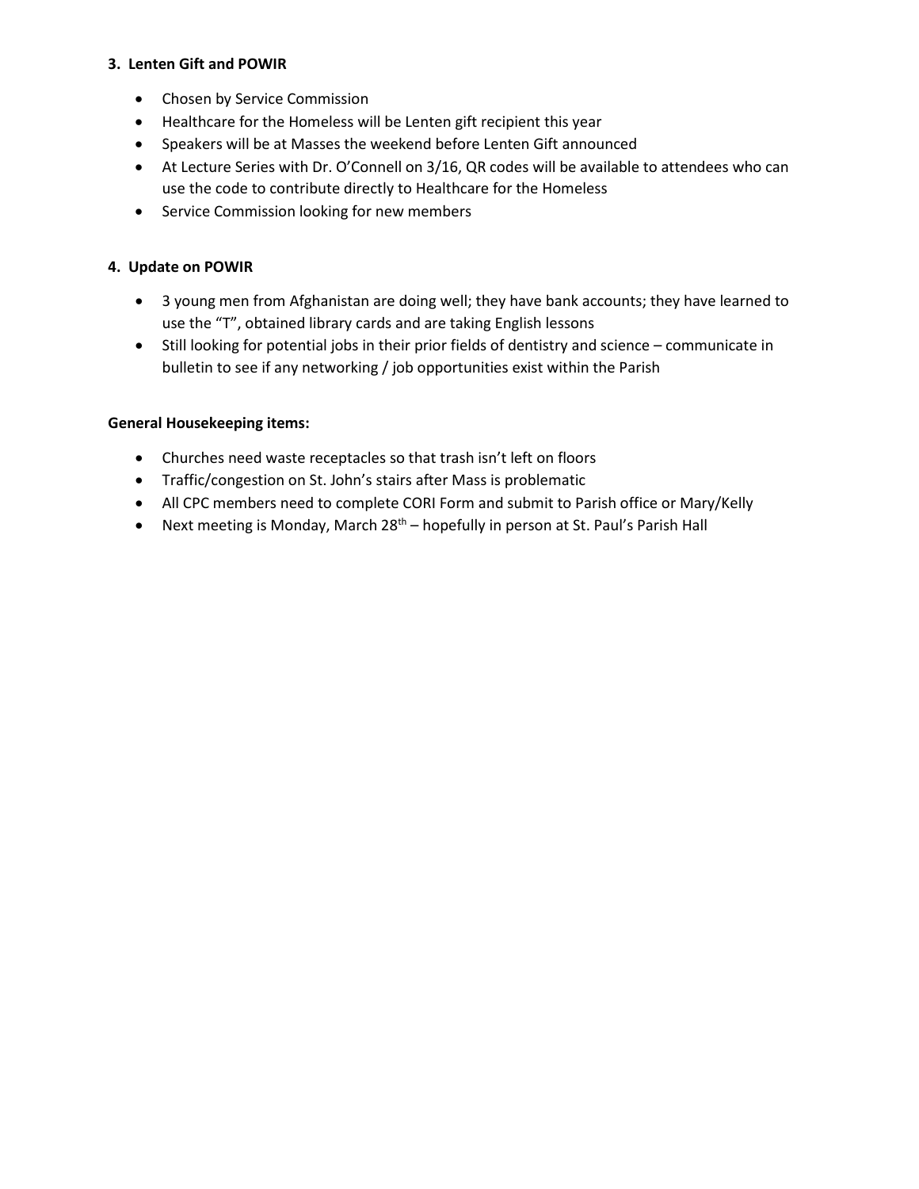**3. Lenten Gift and POWIR**

- Chosen by Service Commission
- Healthcare for the Homeless will be Lenten gift recipient this year
- Speakers will be at Masses the weekend before Lenten Gift announced
- At Lecture Series with Dr. O'Connell on 3/16, QR codes will be available to attendees who can use the code to contribute directly to Healthcare for the Homeless
- Service Commission looking for new members

**4. Update on POWIR**

- 3 young men from Afghanistan are doing well; they have bank accounts; they have learned to use the "T", obtained library cards and are taking English lessons
- Still looking for potential jobs in their prior fields of dentistry and science – communicate in bulletin to see if any networking / job opportunities exist within the Parish

**General Housekeeping items:**

- Churches need waste receptacles so that trash isn't left on floors
- Traffic/congestion on St. John's stairs after Mass is problematic
- All CPC members need to complete CORI Form and submit to Parish office or Mary/Kelly
- Next meeting is Monday, March 28th – hopefully in person at St. Paul's Parish Hall